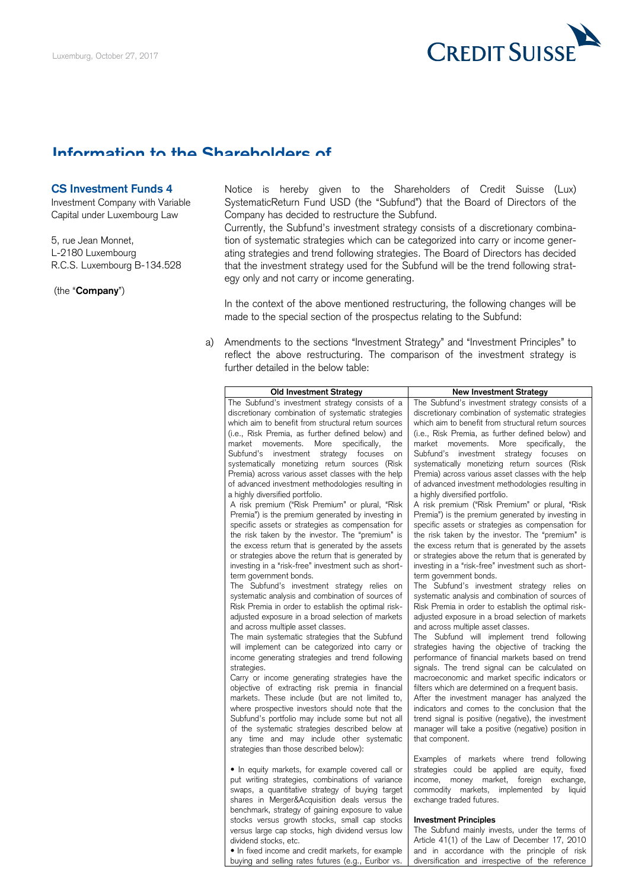Luxemburg, October 27, 2017

CREDIT SUISSE

# Information to the Shareholders of

**CS Investment Funds 4**
Investment Company with Variable Capital under Luxembourg Law

5, rue Jean Monnet,
L-2180 Luxembourg
R.C.S. Luxembourg B-134.528

(the "**Company**")

Notice is hereby given to the Shareholders of Credit Suisse (Lux) SystematicReturn Fund USD (the "Subfund") that the Board of Directors of the Company has decided to restructure the Subfund.
Currently, the Subfund's investment strategy consists of a discretionary combination of systematic strategies which can be categorized into carry or income generating strategies and trend following strategies. The Board of Directors has decided that the investment strategy used for the Subfund will be the trend following strategy only and not carry or income generating.

In the context of the above mentioned restructuring, the following changes will be made to the special section of the prospectus relating to the Subfund:

a) Amendments to the sections "Investment Strategy" and "Investment Principles" to reflect the above restructuring. The comparison of the investment strategy is further detailed in the below table:

| Old Investment Strategy | New Investment Strategy |
|---|---|
| The Subfund's investment strategy consists of a discretionary combination of systematic strategies which aim to benefit from structural return sources (i.e., Risk Premia, as further defined below) and market movements. More specifically, the Subfund's investment strategy focuses on systematically monetizing return sources (Risk Premia) across various asset classes with the help of advanced investment methodologies resulting in a highly diversified portfolio.<br>A risk premium ("Risk Premium" or plural, "Risk Premia") is the premium generated by investing in specific assets or strategies as compensation for the risk taken by the investor. The "premium" is the excess return that is generated by the assets or strategies above the return that is generated by investing in a "risk-free" investment such as short-term government bonds.<br>The Subfund's investment strategy relies on systematic analysis and combination of sources of Risk Premia in order to establish the optimal risk-adjusted exposure in a broad selection of markets and across multiple asset classes.<br>The main systematic strategies that the Subfund will implement can be categorized into carry or income generating strategies and trend following strategies.<br>Carry or income generating strategies have the objective of extracting risk premia in financial markets. These include (but are not limited to, where prospective investors should note that the Subfund's portfolio may include some but not all of the systematic strategies described below at any time and may include other systematic strategies than those described below):<br><br>• In equity markets, for example covered call or put writing strategies, combinations of variance swaps, a quantitative strategy of buying target shares in Merger&Acquisition deals versus the benchmark, strategy of gaining exposure to value stocks versus growth stocks, small cap stocks versus large cap stocks, high dividend versus low dividend stocks, etc.<br>• In fixed income and credit markets, for example buying and selling rates futures (e.g., Euribor vs. | The Subfund's investment strategy consists of a discretionary combination of systematic strategies which aim to benefit from structural return sources (i.e., Risk Premia, as further defined below) and market movements. More specifically, the Subfund's investment strategy focuses on systematically monetizing return sources (Risk Premia) across various asset classes with the help of advanced investment methodologies resulting in a highly diversified portfolio.<br>A risk premium ("Risk Premium" or plural, "Risk Premia") is the premium generated by investing in specific assets or strategies as compensation for the risk taken by the investor. The "premium" is the excess return that is generated by the assets or strategies above the return that is generated by investing in a "risk-free" investment such as short-term government bonds.<br>The Subfund's investment strategy relies on systematic analysis and combination of sources of Risk Premia in order to establish the optimal risk-adjusted exposure in a broad selection of markets and across multiple asset classes.<br>The Subfund will implement trend following strategies having the objective of tracking the performance of financial markets based on trend signals. The trend signal can be calculated on macroeconomic and market specific indicators or filters which are determined on a frequent basis.<br>After the investment manager has analyzed the indicators and comes to the conclusion that the trend signal is positive (negative), the investment manager will take a positive (negative) position in that component.<br><br>Examples of markets where trend following strategies could be applied are equity, fixed income, money market, foreign exchange, commodity markets, implemented by liquid exchange traded futures.<br><br>**Investment Principles**<br>The Subfund mainly invests, under the terms of Article 41(1) of the Law of December 17, 2010 and in accordance with the principle of risk diversification and irrespective of the reference |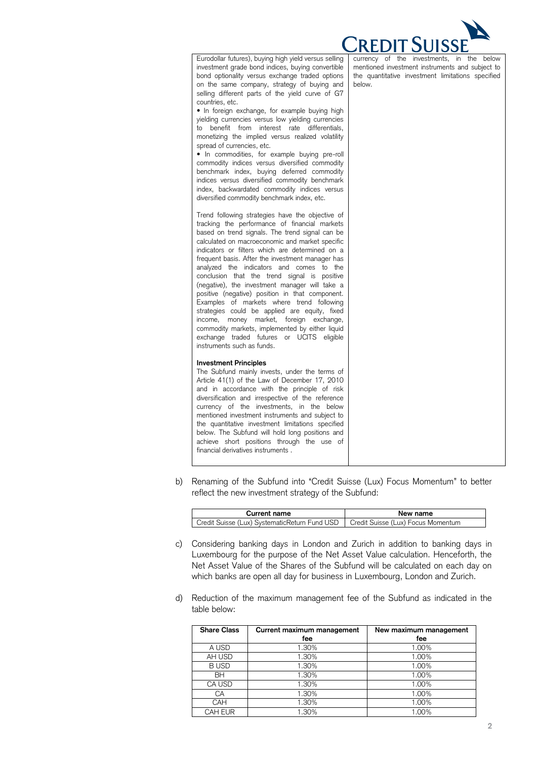| | |
|---|---|
| Eurodollar futures), buying high yield versus selling investment grade bond indices, buying convertible bond optionality versus exchange traded options on the same company, strategy of buying and selling different parts of the yield curve of G7 countries, etc.<br>• In foreign exchange, for example buying high yielding currencies versus low yielding currencies to benefit from interest rate differentials, monetizing the implied versus realized volatility spread of currencies, etc.<br>• In commodities, for example buying pre-roll commodity indices versus diversified commodity benchmark index, buying deferred commodity indices versus diversified commodity benchmark index, backwardated commodity indices versus diversified commodity benchmark index, etc.<br><br>Trend following strategies have the objective of tracking the performance of financial markets based on trend signals. The trend signal can be calculated on macroeconomic and market specific indicators or filters which are determined on a frequent basis. After the investment manager has analyzed the indicators and comes to the conclusion that the trend signal is positive (negative), the investment manager will take a positive (negative) position in that component. Examples of markets where trend following strategies could be applied are equity, fixed income, money market, foreign exchange, commodity markets, implemented by either liquid exchange traded futures or UCITS eligible instruments such as funds.<br><br>**Investment Principles**<br>The Subfund mainly invests, under the terms of Article 41(1) of the Law of December 17, 2010 and in accordance with the principle of risk diversification and irrespective of the reference currency of the investments, in the below mentioned investment instruments and subject to the quantitative investment limitations specified below. The Subfund will hold long positions and achieve short positions through the use of financial derivatives instruments . | currency of the investments, in the below mentioned investment instruments and subject to the quantitative investment limitations specified below. |

b) Renaming of the Subfund into "Credit Suisse (Lux) Focus Momentum" to better reflect the new investment strategy of the Subfund:

| Current name | New name |
|---|---|
| Credit Suisse (Lux) SystematicReturn Fund USD | Credit Suisse (Lux) Focus Momentum |

c) Considering banking days in London and Zurich in addition to banking days in Luxembourg for the purpose of the Net Asset Value calculation. Henceforth, the Net Asset Value of the Shares of the Subfund will be calculated on each day on which banks are open all day for business in Luxembourg, London and Zurich.

d) Reduction of the maximum management fee of the Subfund as indicated in the table below:

| Share Class | Current maximum management fee | New maximum management fee |
|---|---|---|
| A USD | 1.30% | 1.00% |
| AH USD | 1.30% | 1.00% |
| B USD | 1.30% | 1.00% |
| BH | 1.30% | 1.00% |
| CA USD | 1.30% | 1.00% |
| CA | 1.30% | 1.00% |
| CAH | 1.30% | 1.00% |
| CAH EUR | 1.30% | 1.00% |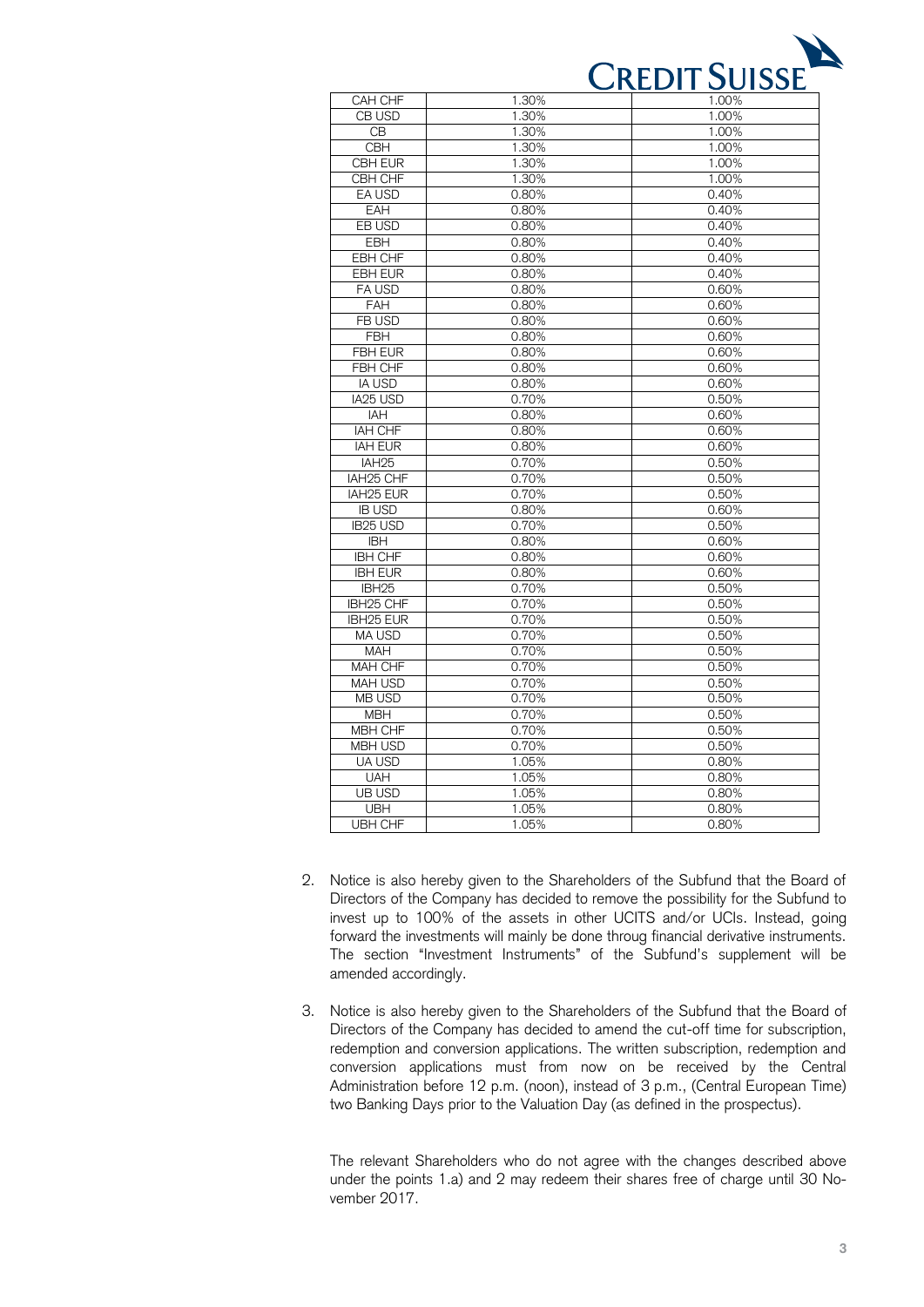| CAH CHF | 1.30% | 1.00% |
|---|---|---|
| CB USD | 1.30% | 1.00% |
| CB | 1.30% | 1.00% |
| CBH | 1.30% | 1.00% |
| CBH EUR | 1.30% | 1.00% |
| CBH CHF | 1.30% | 1.00% |
| EA USD | 0.80% | 0.40% |
| EAH | 0.80% | 0.40% |
| EB USD | 0.80% | 0.40% |
| EBH | 0.80% | 0.40% |
| EBH CHF | 0.80% | 0.40% |
| EBH EUR | 0.80% | 0.40% |
| FA USD | 0.80% | 0.60% |
| FAH | 0.80% | 0.60% |
| FB USD | 0.80% | 0.60% |
| FBH | 0.80% | 0.60% |
| FBH EUR | 0.80% | 0.60% |
| FBH CHF | 0.80% | 0.60% |
| IA USD | 0.80% | 0.60% |
| IA25 USD | 0.70% | 0.50% |
| IAH | 0.80% | 0.60% |
| IAH CHF | 0.80% | 0.60% |
| IAH EUR | 0.80% | 0.60% |
| IAH25 | 0.70% | 0.50% |
| IAH25 CHF | 0.70% | 0.50% |
| IAH25 EUR | 0.70% | 0.50% |
| IB USD | 0.80% | 0.60% |
| IB25 USD | 0.70% | 0.50% |
| IBH | 0.80% | 0.60% |
| IBH CHF | 0.80% | 0.60% |
| IBH EUR | 0.80% | 0.60% |
| IBH25 | 0.70% | 0.50% |
| IBH25 CHF | 0.70% | 0.50% |
| IBH25 EUR | 0.70% | 0.50% |
| MA USD | 0.70% | 0.50% |
| MAH | 0.70% | 0.50% |
| MAH CHF | 0.70% | 0.50% |
| MAH USD | 0.70% | 0.50% |
| MB USD | 0.70% | 0.50% |
| MBH | 0.70% | 0.50% |
| MBH CHF | 0.70% | 0.50% |
| MBH USD | 0.70% | 0.50% |
| UA USD | 1.05% | 0.80% |
| UAH | 1.05% | 0.80% |
| UB USD | 1.05% | 0.80% |
| UBH | 1.05% | 0.80% |
| UBH CHF | 1.05% | 0.80% |

2. Notice is also hereby given to the Shareholders of the Subfund that the Board of Directors of the Company has decided to remove the possibility for the Subfund to invest up to 100% of the assets in other UCITS and/or UCIs. Instead, going forward the investments will mainly be done throug financial derivative instruments. The section "Investment Instruments" of the Subfund's supplement will be amended accordingly.

3. Notice is also hereby given to the Shareholders of the Subfund that the Board of Directors of the Company has decided to amend the cut-off time for subscription, redemption and conversion applications. The written subscription, redemption and conversion applications must from now on be received by the Central Administration before 12 p.m. (noon), instead of 3 p.m., (Central European Time) two Banking Days prior to the Valuation Day (as defined in the prospectus).

The relevant Shareholders who do not agree with the changes described above under the points 1.a) and 2 may redeem their shares free of charge until 30 November 2017.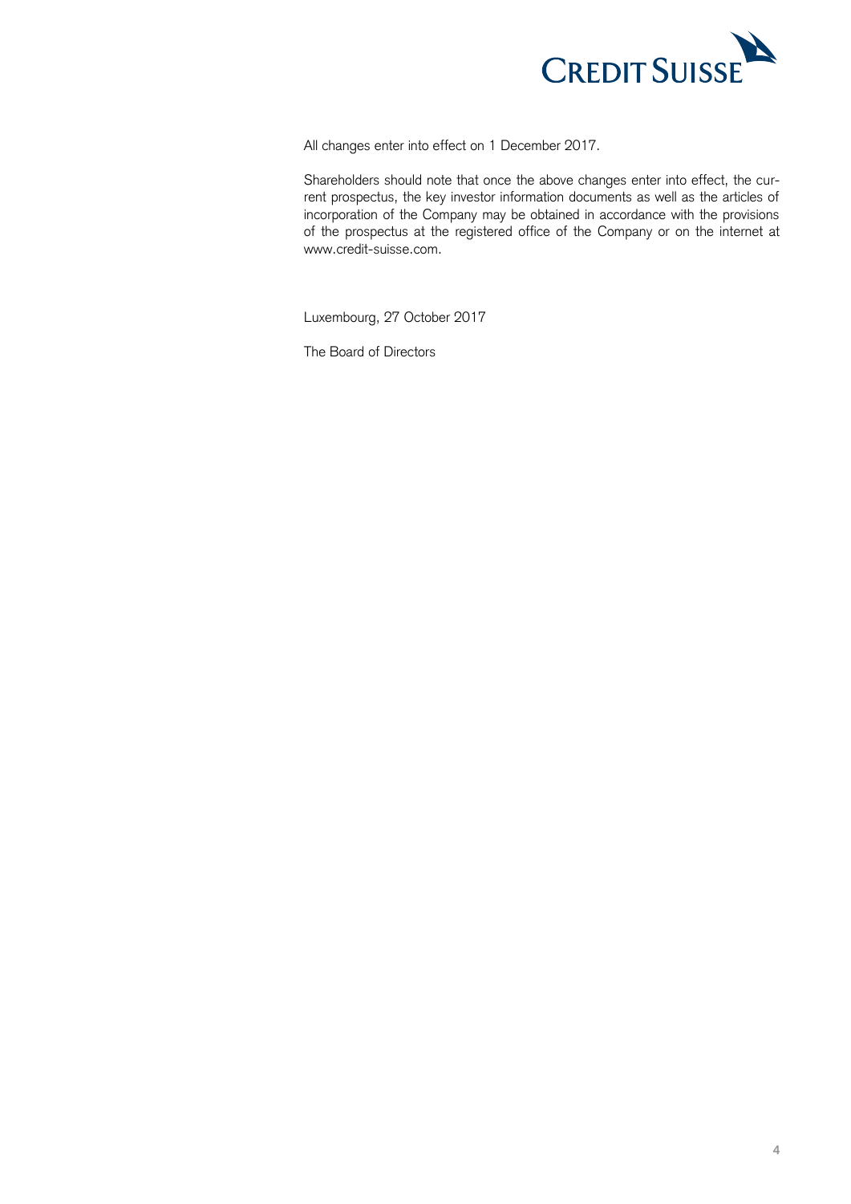All changes enter into effect on 1 December 2017.

Shareholders should note that once the above changes enter into effect, the current prospectus, the key investor information documents as well as the articles of incorporation of the Company may be obtained in accordance with the provisions of the prospectus at the registered office of the Company or on the internet at www.credit-suisse.com.

Luxembourg, 27 October 2017

The Board of Directors